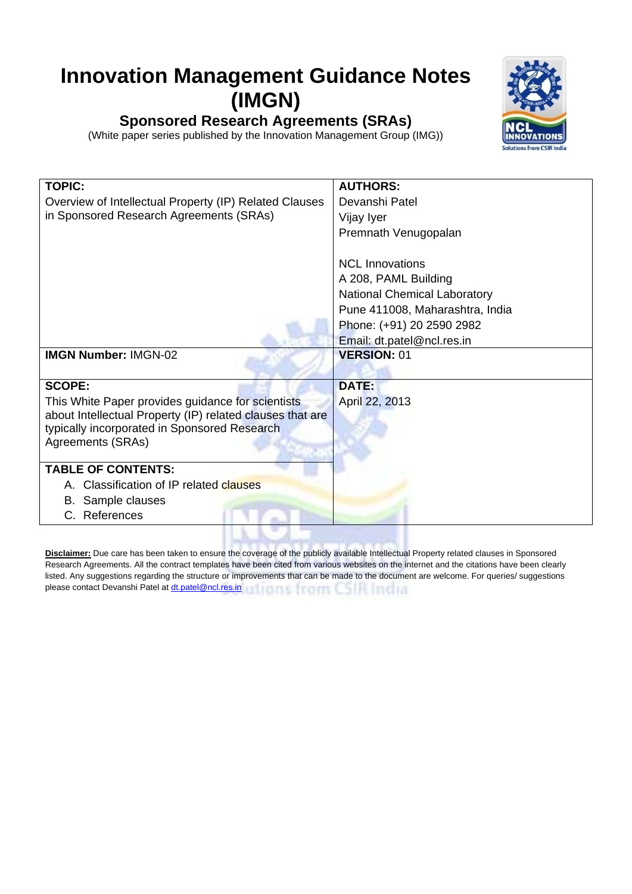# Innovation Management Guidance Notes (IMGN)

## Sponsored Research Agreements (SRAs)

(White paper series published by the Innovation Management Group (IMG))

| **TOPIC:**<br>Overview of Intellectual Property (IP) Related Clauses in Sponsored Research Agreements (SRAs) | **AUTHORS:**<br>Devanshi Patel<br>Vijay Iyer<br>Premnath Venugopalan<br><br>NCL Innovations<br>A 208, PAML Building<br>National Chemical Laboratory<br>Pune 411008, Maharashtra, India<br>Phone: (+91) 20 2590 2982<br>Email: dt.patel@ncl.res.in |
|---|---|
| **IMGN Number:** IMGN-02 | **VERSION:** 01 |
| **SCOPE:**<br>This White Paper provides guidance for scientists about Intellectual Property (IP) related clauses that are typically incorporated in Sponsored Research Agreements (SRAs)<br><br>**TABLE OF CONTENTS:**<br>A. Classification of IP related clauses<br>B. Sample clauses<br>C. References | **DATE:**<br>April 22, 2013 |

**Disclaimer:** Due care has been taken to ensure the coverage of the publicly available Intellectual Property related clauses in Sponsored Research Agreements. All the contract templates have been cited from various websites on the internet and the citations have been clearly listed. Any suggestions regarding the structure or improvements that can be made to the document are welcome. For queries/ suggestions please contact Devanshi Patel at dt.patel@ncl.res.in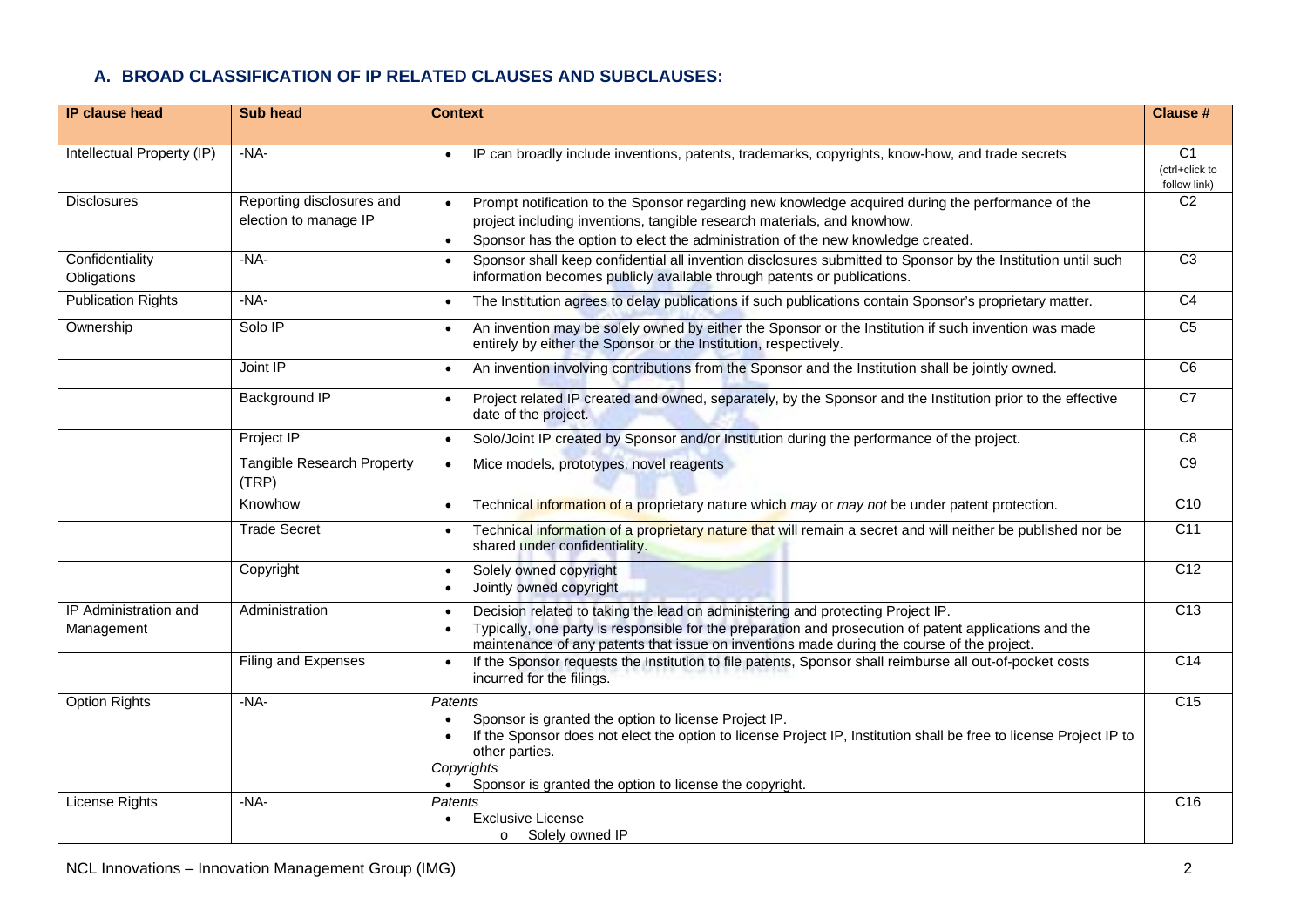### A. BROAD CLASSIFICATION OF IP RELATED CLAUSES AND SUBCLAUSES:

| IP clause head | Sub head | Context | Clause # |
|---|---|---|---|
| Intellectual Property (IP) | -NA- | • IP can broadly include inventions, patents, trademarks, copyrights, know-how, and trade secrets | C1 (ctrl+click to follow link) |
| Disclosures | Reporting disclosures and election to manage IP | • Prompt notification to the Sponsor regarding new knowledge acquired during the performance of the project including inventions, tangible research materials, and knowhow.<br>• Sponsor has the option to elect the administration of the new knowledge created. | C2 |
| Confidentiality Obligations | -NA- | • Sponsor shall keep confidential all invention disclosures submitted to Sponsor by the Institution until such information becomes publicly available through patents or publications. | C3 |
| Publication Rights | -NA- | • The Institution agrees to delay publications if such publications contain Sponsor's proprietary matter. | C4 |
| Ownership | Solo IP | • An invention may be solely owned by either the Sponsor or the Institution if such invention was made entirely by either the Sponsor or the Institution, respectively. | C5 |
| | Joint IP | • An invention involving contributions from the Sponsor and the Institution shall be jointly owned. | C6 |
| | Background IP | • Project related IP created and owned, separately, by the Sponsor and the Institution prior to the effective date of the project. | C7 |
| | Project IP | • Solo/Joint IP created by Sponsor and/or Institution during the performance of the project. | C8 |
| | Tangible Research Property (TRP) | • Mice models, prototypes, novel reagents | C9 |
| | Knowhow | • Technical information of a proprietary nature which *may* or *may not* be under patent protection. | C10 |
| | Trade Secret | • Technical information of a proprietary nature that will remain a secret and will neither be published nor be shared under confidentiality. | C11 |
| | Copyright | • Solely owned copyright<br>• Jointly owned copyright | C12 |
| IP Administration and Management | Administration | • Decision related to taking the lead on administering and protecting Project IP.<br>• Typically, one party is responsible for the preparation and prosecution of patent applications and the maintenance of any patents that issue on inventions made during the course of the project. | C13 |
| | Filing and Expenses | • If the Sponsor requests the Institution to file patents, Sponsor shall reimburse all out-of-pocket costs incurred for the filings. | C14 |
| Option Rights | -NA- | *Patents*<br>• Sponsor is granted the option to license Project IP.<br>• If the Sponsor does not elect the option to license Project IP, Institution shall be free to license Project IP to other parties.<br>*Copyrights*<br>• Sponsor is granted the option to license the copyright. | C15 |
| License Rights | -NA- | *Patents*<br>• Exclusive License<br>o Solely owned IP | C16 |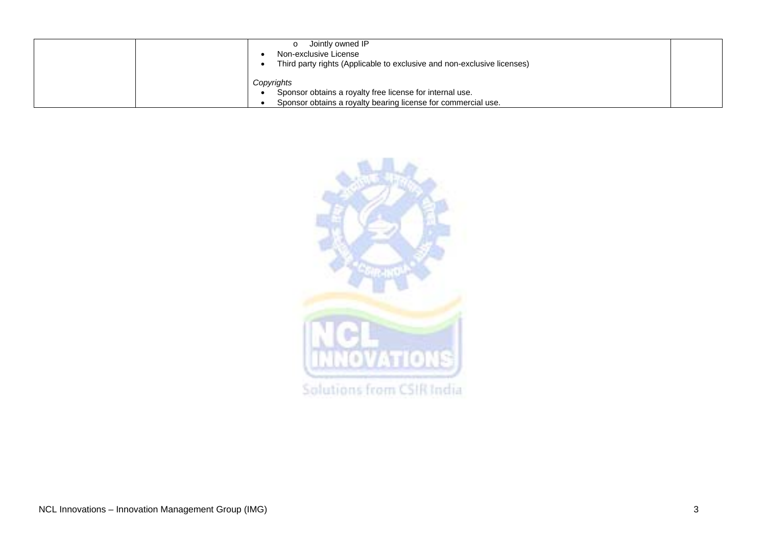|  |  | - Jointly owned IP<br>• Non-exclusive License<br>• Third party rights (Applicable to exclusive and non-exclusive licenses)<br><br>*Copyrights*<br>• Sponsor obtains a royalty free license for internal use.<br>• Sponsor obtains a royalty bearing license for commercial use. |  |
|---|---|---|---|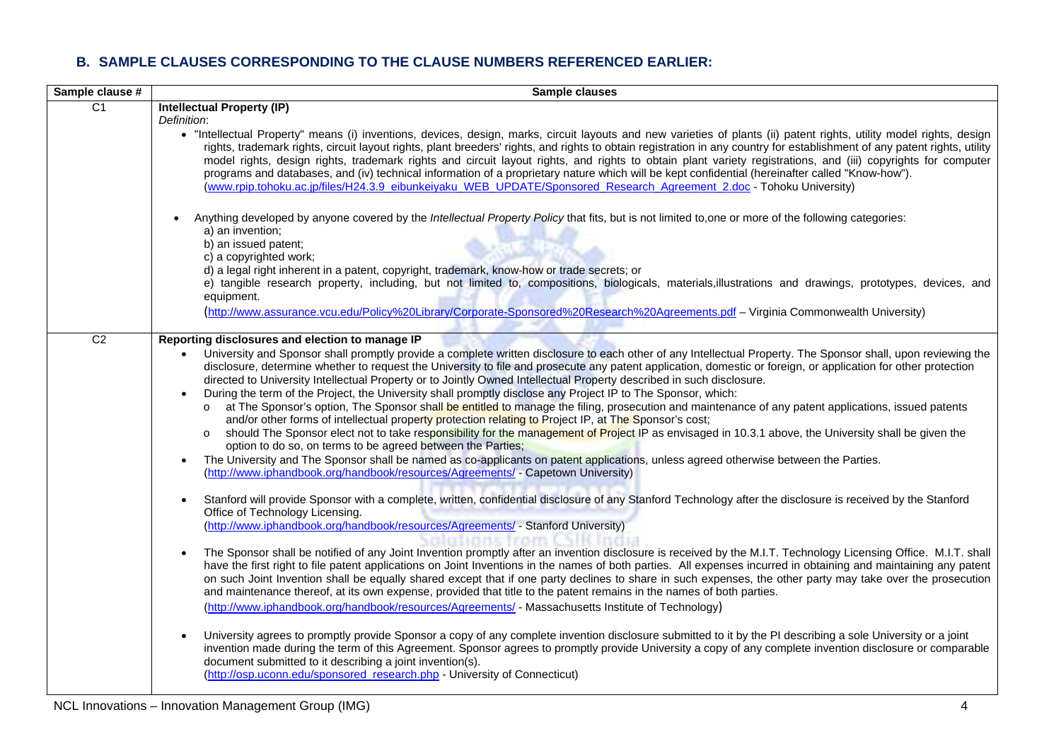## B. SAMPLE CLAUSES CORRESPONDING TO THE CLAUSE NUMBERS REFERENCED EARLIER:

| Sample clause # | Sample clauses |
|---|---|
| C1 | **Intellectual Property (IP)**<br>*Definition*:<br>• "Intellectual Property" means (i) inventions, devices, design, marks, circuit layouts and new varieties of plants (ii) patent rights, utility model rights, design rights, trademark rights, circuit layout rights, plant breeders' rights, and rights to obtain registration in any country for establishment of any patent rights, utility model rights, design rights, trademark rights and circuit layout rights, and rights to obtain plant variety registrations, and (iii) copyrights for computer programs and databases, and (iv) technical information of a proprietary nature which will be kept confidential (hereinafter called "Know-how"). (www.rpip.tohoku.ac.jp/files/H24.3.9_eibunkeiyaku_WEB_UPDATE/Sponsored_Research_Agreement_2.doc - Tohoku University)<br><br>• Anything developed by anyone covered by the *Intellectual Property Policy* that fits, but is not limited to,one or more of the following categories:<br>a) an invention;<br>b) an issued patent;<br>c) a copyrighted work;<br>d) a legal right inherent in a patent, copyright, trademark, know-how or trade secrets; or<br>e) tangible research property, including, but not limited to, compositions, biologicals, materials,illustrations and drawings, prototypes, devices, and equipment.<br>(http://www.assurance.vcu.edu/Policy%20Library/Corporate-Sponsored%20Research%20Agreements.pdf – Virginia Commonwealth University) |
| C2 | **Reporting disclosures and election to manage IP**<br>• University and Sponsor shall promptly provide a complete written disclosure to each other of any Intellectual Property. The Sponsor shall, upon reviewing the disclosure, determine whether to request the University to file and prosecute any patent application, domestic or foreign, or application for other protection directed to University Intellectual Property or to Jointly Owned Intellectual Property described in such disclosure.<br>• During the term of the Project, the University shall promptly disclose any Project IP to The Sponsor, which:<br>&nbsp;&nbsp;o at The Sponsor's option, The Sponsor shall be entitled to manage the filing, prosecution and maintenance of any patent applications, issued patents and/or other forms of intellectual property protection relating to Project IP, at The Sponsor's cost;<br>&nbsp;&nbsp;o should The Sponsor elect not to take responsibility for the management of Project IP as envisaged in 10.3.1 above, the University shall be given the option to do so, on terms to be agreed between the Parties;<br>• The University and The Sponsor shall be named as co-applicants on patent applications, unless agreed otherwise between the Parties. (http://www.iphandbook.org/handbook/resources/Agreements/ - Capetown University)<br><br>• Stanford will provide Sponsor with a complete, written, confidential disclosure of any Stanford Technology after the disclosure is received by the Stanford Office of Technology Licensing.<br>(http://www.iphandbook.org/handbook/resources/Agreements/ - Stanford University)<br><br>• The Sponsor shall be notified of any Joint Invention promptly after an invention disclosure is received by the M.I.T. Technology Licensing Office. M.I.T. shall have the first right to file patent applications on Joint Inventions in the names of both parties. All expenses incurred in obtaining and maintaining any patent on such Joint Invention shall be equally shared except that if one party declines to share in such expenses, the other party may take over the prosecution and maintenance thereof, at its own expense, provided that title to the patent remains in the names of both parties.<br>(http://www.iphandbook.org/handbook/resources/Agreements/ - Massachusetts Institute of Technology)<br><br>• University agrees to promptly provide Sponsor a copy of any complete invention disclosure submitted to it by the PI describing a sole University or a joint invention made during the term of this Agreement. Sponsor agrees to promptly provide University a copy of any complete invention disclosure or comparable document submitted to it describing a joint invention(s).<br>(http://osp.uconn.edu/sponsored_research.php - University of Connecticut) |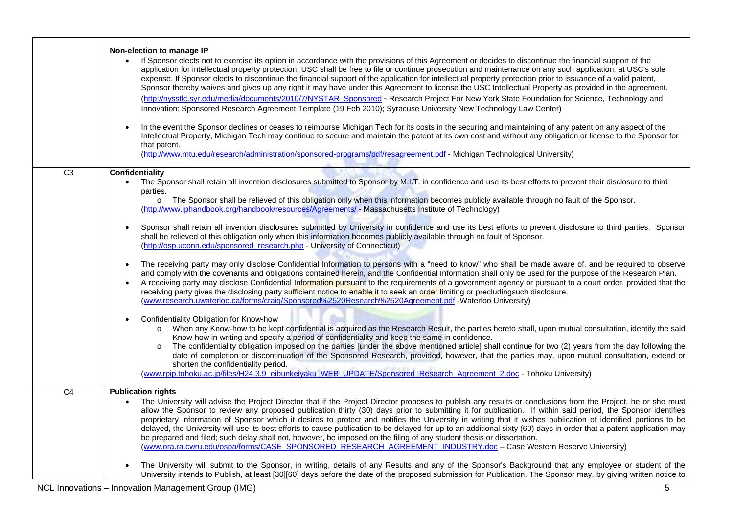| | |
|---|---|
| | **Non-election to manage IP**<br>• If Sponsor elects not to exercise its option in accordance with the provisions of this Agreement or decides to discontinue the financial support of the application for intellectual property protection, USC shall be free to file or continue prosecution and maintenance on any such application, at USC's sole expense. If Sponsor elects to discontinue the financial support of the application for intellectual property protection prior to issuance of a valid patent, Sponsor thereby waives and gives up any right it may have under this Agreement to license the USC Intellectual Property as provided in the agreement. (http://nysstlc.syr.edu/media/documents/2010/7/NYSTAR_Sponsored - Research Project For New York State Foundation for Science, Technology and Innovation: Sponsored Research Agreement Template (19 Feb 2010); Syracuse University New Technology Law Center)<br><br>• In the event the Sponsor declines or ceases to reimburse Michigan Tech for its costs in the securing and maintaining of any patent on any aspect of the Intellectual Property, Michigan Tech may continue to secure and maintain the patent at its own cost and without any obligation or license to the Sponsor for that patent. (http://www.mtu.edu/research/administration/sponsored-programs/pdf/resagreement.pdf - Michigan Technological University) |
| C3 | **Confidentiality**<br>• The Sponsor shall retain all invention disclosures submitted to Sponsor by M.I.T. in confidence and use its best efforts to prevent their disclosure to third parties.<br>  o The Sponsor shall be relieved of this obligation only when this information becomes publicly available through no fault of the Sponsor. (http://www.iphandbook.org/handbook/resources/Agreements/ - Massachusetts Institute of Technology)<br><br>• Sponsor shall retain all invention disclosures submitted by University in confidence and use its best efforts to prevent disclosure to third parties. Sponsor shall be relieved of this obligation only when this information becomes publicly available through no fault of Sponsor. (http://osp.uconn.edu/sponsored_research.php - University of Connecticut)<br><br>• The receiving party may only disclose Confidential Information to persons with a "need to know" who shall be made aware of, and be required to observe and comply with the covenants and obligations contained herein, and the Confidential Information shall only be used for the purpose of the Research Plan.<br>• A receiving party may disclose Confidential Information pursuant to the requirements of a government agency or pursuant to a court order, provided that the receiving party gives the disclosing party sufficient notice to enable it to seek an order limiting or precludingsuch disclosure. (www.research.uwaterloo.ca/forms/craig/Sponsored%2520Research%2520Agreement.pdf -Waterloo University)<br><br>• Confidentiality Obligation for Know-how<br>  o When any Know-how to be kept confidential is acquired as the Research Result, the parties hereto shall, upon mutual consultation, identify the said Know-how in writing and specify a period of confidentiality and keep the same in confidence.<br>  o The confidentiality obligation imposed on the parties [under the above mentioned article] shall continue for two (2) years from the day following the date of completion or discontinuation of the Sponsored Research, provided, however, that the parties may, upon mutual consultation, extend or shorten the confidentiality period.<br>(www.rpip.tohoku.ac.jp/files/H24.3.9_eibunkeiyaku_WEB_UPDATE/Sponsored_Research_Agreement_2.doc - Tohoku University) |
| C4 | **Publication rights**<br>• The University will advise the Project Director that if the Project Director proposes to publish any results or conclusions from the Project, he or she must allow the Sponsor to review any proposed publication thirty (30) days prior to submitting it for publication. If within said period, the Sponsor identifies proprietary information of Sponsor which it desires to protect and notifies the University in writing that it wishes publication of identified portions to be delayed, the University will use its best efforts to cause publication to be delayed for up to an additional sixty (60) days in order that a patent application may be prepared and filed; such delay shall not, however, be imposed on the filing of any student thesis or dissertation. (www.ora.ra.cwru.edu/ospa/forms/CASE_SPONSORED_RESEARCH_AGREEMENT_INDUSTRY.doc – Case Western Reserve University)<br><br>• The University will submit to the Sponsor, in writing, details of any Results and any of the Sponsor's Background that any employee or student of the University intends to Publish, at least [30][60] days before the date of the proposed submission for Publication. The Sponsor may, by giving written notice to |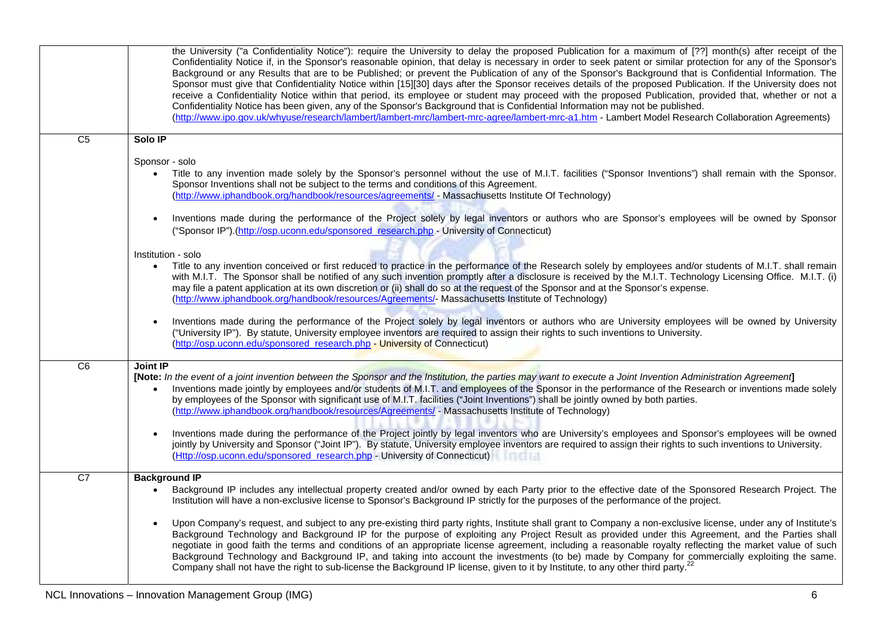| | |
|---|---|
| | the University ("a Confidentiality Notice"): require the University to delay the proposed Publication for a maximum of [??] month(s) after receipt of the Confidentiality Notice if, in the Sponsor's reasonable opinion, that delay is necessary in order to seek patent or similar protection for any of the Sponsor's Background or any Results that are to be Published; or prevent the Publication of any of the Sponsor's Background that is Confidential Information. The Sponsor must give that Confidentiality Notice within [15][30] days after the Sponsor receives details of the proposed Publication. If the University does not receive a Confidentiality Notice within that period, its employee or student may proceed with the proposed Publication, provided that, whether or not a Confidentiality Notice has been given, any of the Sponsor's Background that is Confidential Information may not be published. (http://www.ipo.gov.uk/whyuse/research/lambert/lambert-mrc/lambert-mrc-agree/lambert-mrc-a1.htm - Lambert Model Research Collaboration Agreements) |
| C5 | **Solo IP**<br><br>Sponsor - solo<br>• Title to any invention made solely by the Sponsor's personnel without the use of M.I.T. facilities ("Sponsor Inventions") shall remain with the Sponsor. Sponsor Inventions shall not be subject to the terms and conditions of this Agreement. (http://www.iphandbook.org/handbook/resources/agreements/ - Massachusetts Institute Of Technology)<br><br>• Inventions made during the performance of the Project solely by legal inventors or authors who are Sponsor's employees will be owned by Sponsor ("Sponsor IP").(http://osp.uconn.edu/sponsored_research.php - University of Connecticut)<br><br>Institution - solo<br>• Title to any invention conceived or first reduced to practice in the performance of the Research solely by employees and/or students of M.I.T. shall remain with M.I.T. The Sponsor shall be notified of any such invention promptly after a disclosure is received by the M.I.T. Technology Licensing Office. M.I.T. (i) may file a patent application at its own discretion or (ii) shall do so at the request of the Sponsor and at the Sponsor's expense. (http://www.iphandbook.org/handbook/resources/Agreements/- Massachusetts Institute of Technology)<br><br>• Inventions made during the performance of the Project solely by legal inventors or authors who are University employees will be owned by University ("University IP"). By statute, University employee inventors are required to assign their rights to such inventions to University. (http://osp.uconn.edu/sponsored_research.php - University of Connecticut) |
| C6 | **Joint IP**<br>**[Note:** *In the event of a joint invention between the Sponsor and the Institution, the parties may want to execute a Joint Invention Administration Agreement***]**<br>• Inventions made jointly by employees and/or students of M.I.T. and employees of the Sponsor in the performance of the Research or inventions made solely by employees of the Sponsor with significant use of M.I.T. facilities ("Joint Inventions") shall be jointly owned by both parties. (http://www.iphandbook.org/handbook/resources/Agreements/ - Massachusetts Institute of Technology)<br><br>• Inventions made during the performance of the Project jointly by legal inventors who are University's employees and Sponsor's employees will be owned jointly by University and Sponsor ("Joint IP"). By statute, University employee inventors are required to assign their rights to such inventions to University. (Http://osp.uconn.edu/sponsored_research.php - University of Connecticut) |
| C7 | **Background IP**<br>• Background IP includes any intellectual property created and/or owned by each Party prior to the effective date of the Sponsored Research Project. The Institution will have a non-exclusive license to Sponsor's Background IP strictly for the purposes of the performance of the project.<br><br>• Upon Company's request, and subject to any pre-existing third party rights, Institute shall grant to Company a non-exclusive license, under any of Institute's Background Technology and Background IP for the purpose of exploiting any Project Result as provided under this Agreement, and the Parties shall negotiate in good faith the terms and conditions of an appropriate license agreement, including a reasonable royalty reflecting the market value of such Background Technology and Background IP, and taking into account the investments (to be) made by Company for commercially exploiting the same. Company shall not have the right to sub-license the Background IP license, given to it by Institute, to any other third party.[22] |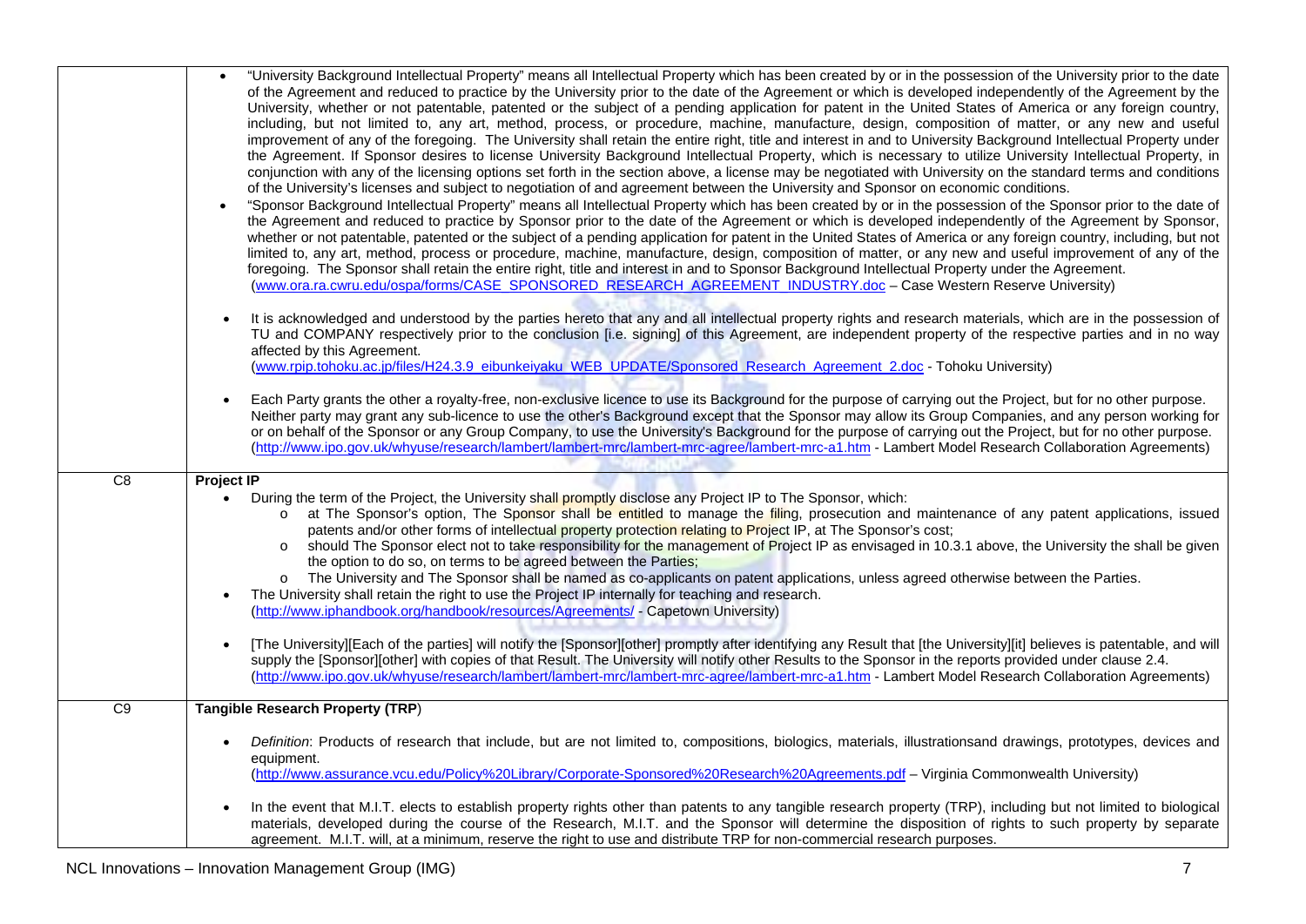| | |
|---|---|
| | • "University Background Intellectual Property" means all Intellectual Property which has been created by or in the possession of the University prior to the date of the Agreement and reduced to practice by the University prior to the date of the Agreement or which is developed independently of the Agreement by the University, whether or not patentable, patented or the subject of a pending application for patent in the United States of America or any foreign country, including, but not limited to, any art, method, process, or procedure, machine, manufacture, design, composition of matter, or any new and useful improvement of any of the foregoing. The University shall retain the entire right, title and interest in and to University Background Intellectual Property under the Agreement. If Sponsor desires to license University Background Intellectual Property, which is necessary to utilize University Intellectual Property, in conjunction with any of the licensing options set forth in the section above, a license may be negotiated with University on the standard terms and conditions of the University's licenses and subject to negotiation of and agreement between the University and Sponsor on economic conditions.<br>• "Sponsor Background Intellectual Property" means all Intellectual Property which has been created by or in the possession of the Sponsor prior to the date of the Agreement and reduced to practice by Sponsor prior to the date of the Agreement or which is developed independently of the Agreement by Sponsor, whether or not patentable, patented or the subject of a pending application for patent in the United States of America or any foreign country, including, but not limited to, any art, method, process or procedure, machine, manufacture, design, composition of matter, or any new and useful improvement of any of the foregoing. The Sponsor shall retain the entire right, title and interest in and to Sponsor Background Intellectual Property under the Agreement. (www.ora.ra.cwru.edu/ospa/forms/CASE_SPONSORED_RESEARCH_AGREEMENT_INDUSTRY.doc – Case Western Reserve University)<br><br>• It is acknowledged and understood by the parties hereto that any and all intellectual property rights and research materials, which are in the possession of TU and COMPANY respectively prior to the conclusion [i.e. signing] of this Agreement, are independent property of the respective parties and in no way affected by this Agreement. (www.rpip.tohoku.ac.jp/files/H24.3.9_eibunkeiyaku_WEB_UPDATE/Sponsored_Research_Agreement_2.doc - Tohoku University)<br><br>• Each Party grants the other a royalty-free, non-exclusive licence to use its Background for the purpose of carrying out the Project, but for no other purpose. Neither party may grant any sub-licence to use the other's Background except that the Sponsor may allow its Group Companies, and any person working for or on behalf of the Sponsor or any Group Company, to use the University's Background for the purpose of carrying out the Project, but for no other purpose. (http://www.ipo.gov.uk/whyuse/research/lambert/lambert-mrc/lambert-mrc-agree/lambert-mrc-a1.htm - Lambert Model Research Collaboration Agreements) |
| C8 | **Project IP**<br>• During the term of the Project, the University shall promptly disclose any Project IP to The Sponsor, which:<br>  o at The Sponsor's option, The Sponsor shall be entitled to manage the filing, prosecution and maintenance of any patent applications, issued patents and/or other forms of intellectual property protection relating to Project IP, at The Sponsor's cost;<br>  o should The Sponsor elect not to take responsibility for the management of Project IP as envisaged in 10.3.1 above, the University the shall be given the option to do so, on terms to be agreed between the Parties;<br>  o The University and The Sponsor shall be named as co-applicants on patent applications, unless agreed otherwise between the Parties.<br>• The University shall retain the right to use the Project IP internally for teaching and research. (http://www.iphandbook.org/handbook/resources/Agreements/ - Capetown University)<br><br>• [The University][Each of the parties] will notify the [Sponsor][other] promptly after identifying any Result that [the University][it] believes is patentable, and will supply the [Sponsor][other] with copies of that Result. The University will notify other Results to the Sponsor in the reports provided under clause 2.4. (http://www.ipo.gov.uk/whyuse/research/lambert/lambert-mrc/lambert-mrc-agree/lambert-mrc-a1.htm - Lambert Model Research Collaboration Agreements) |
| C9 | **Tangible Research Property (TRP**)<br><br>• *Definition*: Products of research that include, but are not limited to, compositions, biologics, materials, illustrationsand drawings, prototypes, devices and equipment. (http://www.assurance.vcu.edu/Policy%20Library/Corporate-Sponsored%20Research%20Agreements.pdf – Virginia Commonwealth University)<br><br>• In the event that M.I.T. elects to establish property rights other than patents to any tangible research property (TRP), including but not limited to biological materials, developed during the course of the Research, M.I.T. and the Sponsor will determine the disposition of rights to such property by separate agreement. M.I.T. will, at a minimum, reserve the right to use and distribute TRP for non-commercial research purposes. |

NCL Innovations – Innovation Management Group (IMG)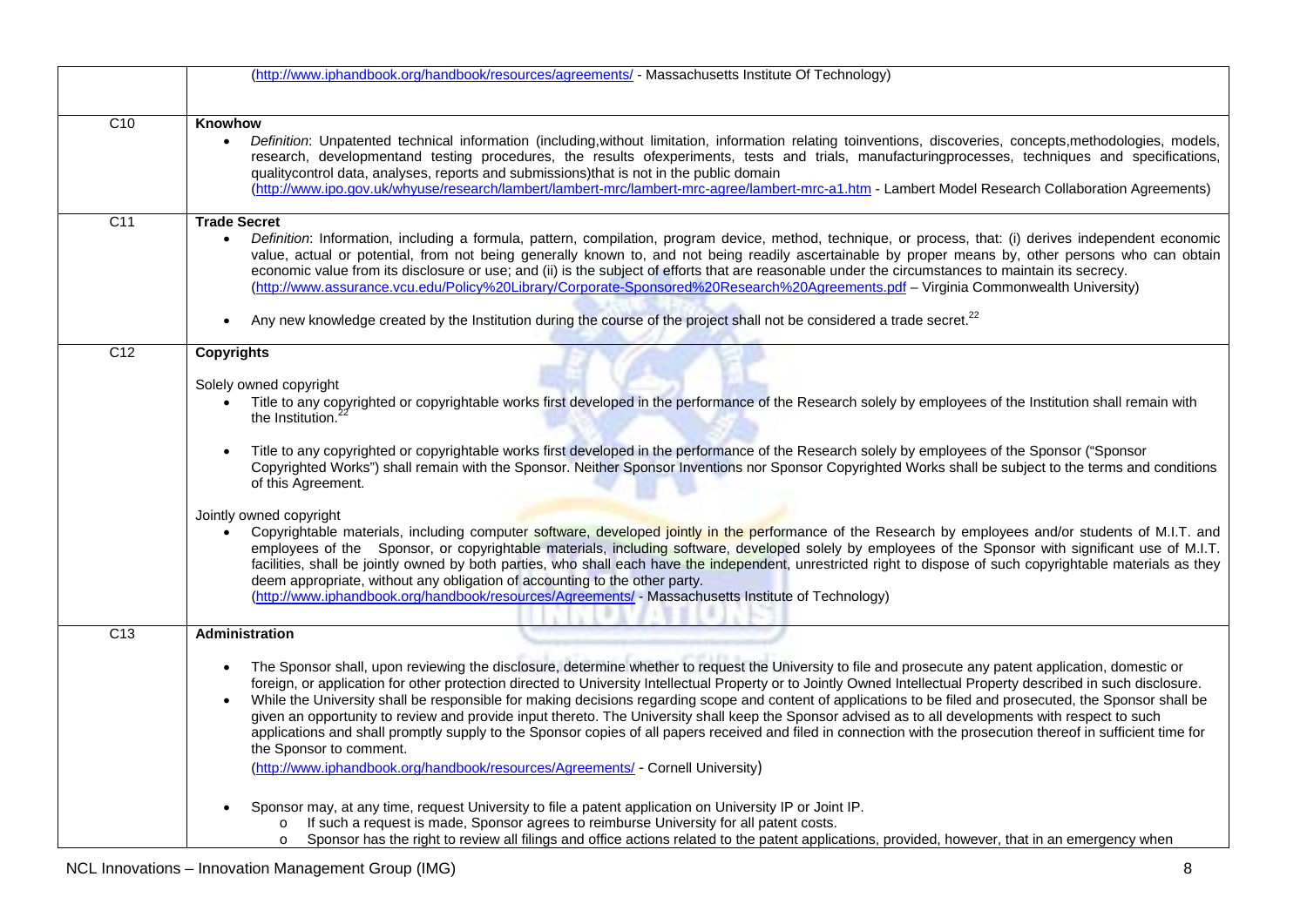| | |
|---|---|
| | (http://www.iphandbook.org/handbook/resources/agreements/ - Massachusetts Institute Of Technology) |
| C10 | **Knowhow**<br>• *Definition*: Unpatented technical information (including,without limitation, information relating toinventions, discoveries, concepts,methodologies, models, research, developmentand testing procedures, the results ofexperiments, tests and trials, manufacturingprocesses, techniques and specifications, qualitycontrol data, analyses, reports and submissions)that is not in the public domain (http://www.ipo.gov.uk/whyuse/research/lambert/lambert-mrc/lambert-mrc-agree/lambert-mrc-a1.htm - Lambert Model Research Collaboration Agreements) |
| C11 | **Trade Secret**<br>• *Definition*: Information, including a formula, pattern, compilation, program device, method, technique, or process, that: (i) derives independent economic value, actual or potential, from not being generally known to, and not being readily ascertainable by proper means by, other persons who can obtain economic value from its disclosure or use; and (ii) is the subject of efforts that are reasonable under the circumstances to maintain its secrecy. (http://www.assurance.vcu.edu/Policy%20Library/Corporate-Sponsored%20Research%20Agreements.pdf – Virginia Commonwealth University)<br><br>• Any new knowledge created by the Institution during the course of the project shall not be considered a trade secret.[22] |
| C12 | **Copyrights**<br><br>Solely owned copyright<br>• Title to any copyrighted or copyrightable works first developed in the performance of the Research solely by employees of the Institution shall remain with the Institution.[22]<br><br>• Title to any copyrighted or copyrightable works first developed in the performance of the Research solely by employees of the Sponsor ("Sponsor Copyrighted Works") shall remain with the Sponsor. Neither Sponsor Inventions nor Sponsor Copyrighted Works shall be subject to the terms and conditions of this Agreement.<br><br>Jointly owned copyright<br>• Copyrightable materials, including computer software, developed jointly in the performance of the Research by employees and/or students of M.I.T. and employees of the Sponsor, or copyrightable materials, including software, developed solely by employees of the Sponsor with significant use of M.I.T. facilities, shall be jointly owned by both parties, who shall each have the independent, unrestricted right to dispose of such copyrightable materials as they deem appropriate, without any obligation of accounting to the other party. (http://www.iphandbook.org/handbook/resources/Agreements/ - Massachusetts Institute of Technology) |
| C13 | **Administration**<br><br>• The Sponsor shall, upon reviewing the disclosure, determine whether to request the University to file and prosecute any patent application, domestic or foreign, or application for other protection directed to University Intellectual Property or to Jointly Owned Intellectual Property described in such disclosure.<br>• While the University shall be responsible for making decisions regarding scope and content of applications to be filed and prosecuted, the Sponsor shall be given an opportunity to review and provide input thereto. The University shall keep the Sponsor advised as to all developments with respect to such applications and shall promptly supply to the Sponsor copies of all papers received and filed in connection with the prosecution thereof in sufficient time for the Sponsor to comment.<br>(http://www.iphandbook.org/handbook/resources/Agreements/ - Cornell University)<br><br>• Sponsor may, at any time, request University to file a patent application on University IP or Joint IP.<br>&nbsp;&nbsp;o If such a request is made, Sponsor agrees to reimburse University for all patent costs.<br>&nbsp;&nbsp;o Sponsor has the right to review all filings and office actions related to the patent applications, provided, however, that in an emergency when |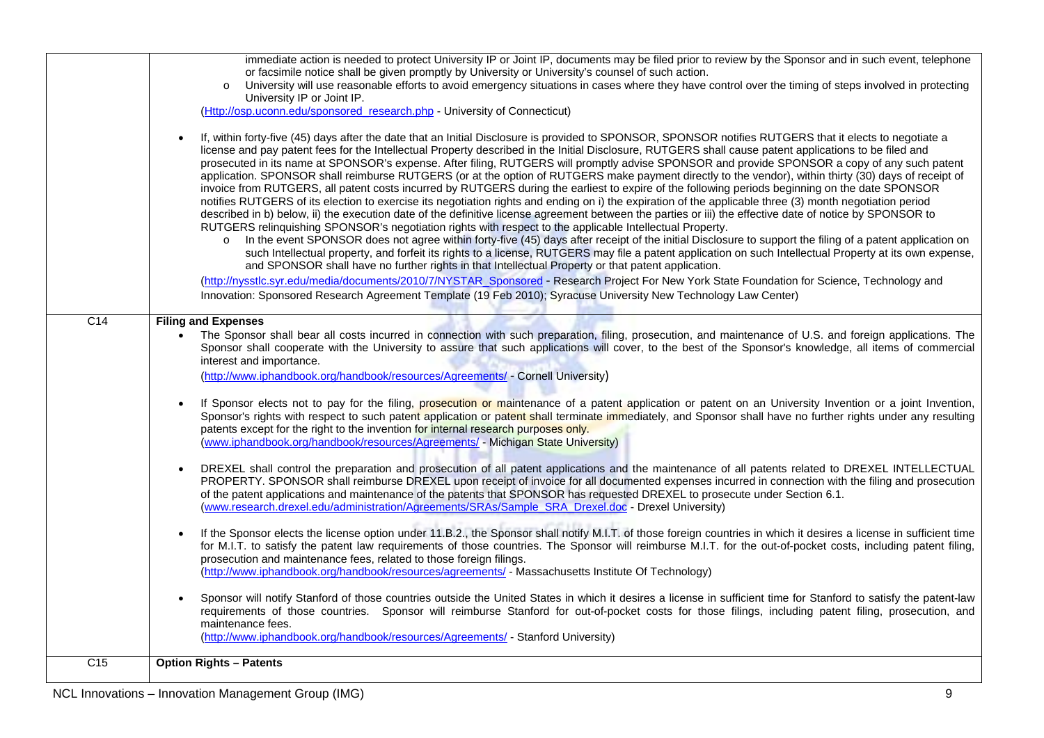| | |
|---|---|
| | immediate action is needed to protect University IP or Joint IP, documents may be filed prior to review by the Sponsor and in such event, telephone or facsimile notice shall be given promptly by University or University's counsel of such action.<br>o University will use reasonable efforts to avoid emergency situations in cases where they have control over the timing of steps involved in protecting University IP or Joint IP.<br>(Http://osp.uconn.edu/sponsored_research.php - University of Connecticut)<br><br>• If, within forty-five (45) days after the date that an Initial Disclosure is provided to SPONSOR, SPONSOR notifies RUTGERS that it elects to negotiate a license and pay patent fees for the Intellectual Property described in the Initial Disclosure, RUTGERS shall cause patent applications to be filed and prosecuted in its name at SPONSOR's expense. After filing, RUTGERS will promptly advise SPONSOR and provide SPONSOR a copy of any such patent application. SPONSOR shall reimburse RUTGERS (or at the option of RUTGERS make payment directly to the vendor), within thirty (30) days of receipt of invoice from RUTGERS, all patent costs incurred by RUTGERS during the earliest to expire of the following periods beginning on the date SPONSOR notifies RUTGERS of its election to exercise its negotiation rights and ending on i) the expiration of the applicable three (3) month negotiation period described in b) below, ii) the execution date of the definitive license agreement between the parties or iii) the effective date of notice by SPONSOR to RUTGERS relinquishing SPONSOR's negotiation rights with respect to the applicable Intellectual Property.<br>o In the event SPONSOR does not agree within forty-five (45) days after receipt of the initial Disclosure to support the filing of a patent application on such Intellectual property, and forfeit its rights to a license, RUTGERS may file a patent application on such Intellectual Property at its own expense, and SPONSOR shall have no further rights in that Intellectual Property or that patent application.<br>(http://nysstlc.syr.edu/media/documents/2010/7/NYSTAR_Sponsored - Research Project For New York State Foundation for Science, Technology and Innovation: Sponsored Research Agreement Template (19 Feb 2010); Syracuse University New Technology Law Center) |
| C14 | **Filing and Expenses**<br>• The Sponsor shall bear all costs incurred in connection with such preparation, filing, prosecution, and maintenance of U.S. and foreign applications. The Sponsor shall cooperate with the University to assure that such applications will cover, to the best of the Sponsor's knowledge, all items of commercial interest and importance.<br>(http://www.iphandbook.org/handbook/resources/Agreements/ - Cornell University)<br><br>• If Sponsor elects not to pay for the filing, prosecution or maintenance of a patent application or patent on an University Invention or a joint Invention, Sponsor's rights with respect to such patent application or patent shall terminate immediately, and Sponsor shall have no further rights under any resulting patents except for the right to the invention for internal research purposes only.<br>(www.iphandbook.org/handbook/resources/Agreements/ - Michigan State University)<br><br>• DREXEL shall control the preparation and prosecution of all patent applications and the maintenance of all patents related to DREXEL INTELLECTUAL PROPERTY. SPONSOR shall reimburse DREXEL upon receipt of invoice for all documented expenses incurred in connection with the filing and prosecution of the patent applications and maintenance of the patents that SPONSOR has requested DREXEL to prosecute under Section 6.1.<br>(www.research.drexel.edu/administration/Agreements/SRAs/Sample_SRA_Drexel.doc - Drexel University)<br><br>• If the Sponsor elects the license option under 11.B.2., the Sponsor shall notify M.I.T. of those foreign countries in which it desires a license in sufficient time for M.I.T. to satisfy the patent law requirements of those countries. The Sponsor will reimburse M.I.T. for the out-of-pocket costs, including patent filing, prosecution and maintenance fees, related to those foreign filings.<br>(http://www.iphandbook.org/handbook/resources/agreements/ - Massachusetts Institute Of Technology)<br><br>• Sponsor will notify Stanford of those countries outside the United States in which it desires a license in sufficient time for Stanford to satisfy the patent-law requirements of those countries. Sponsor will reimburse Stanford for out-of-pocket costs for those filings, including patent filing, prosecution, and maintenance fees.<br>(http://www.iphandbook.org/handbook/resources/Agreements/ - Stanford University) |
| C15 | **Option Rights – Patents** |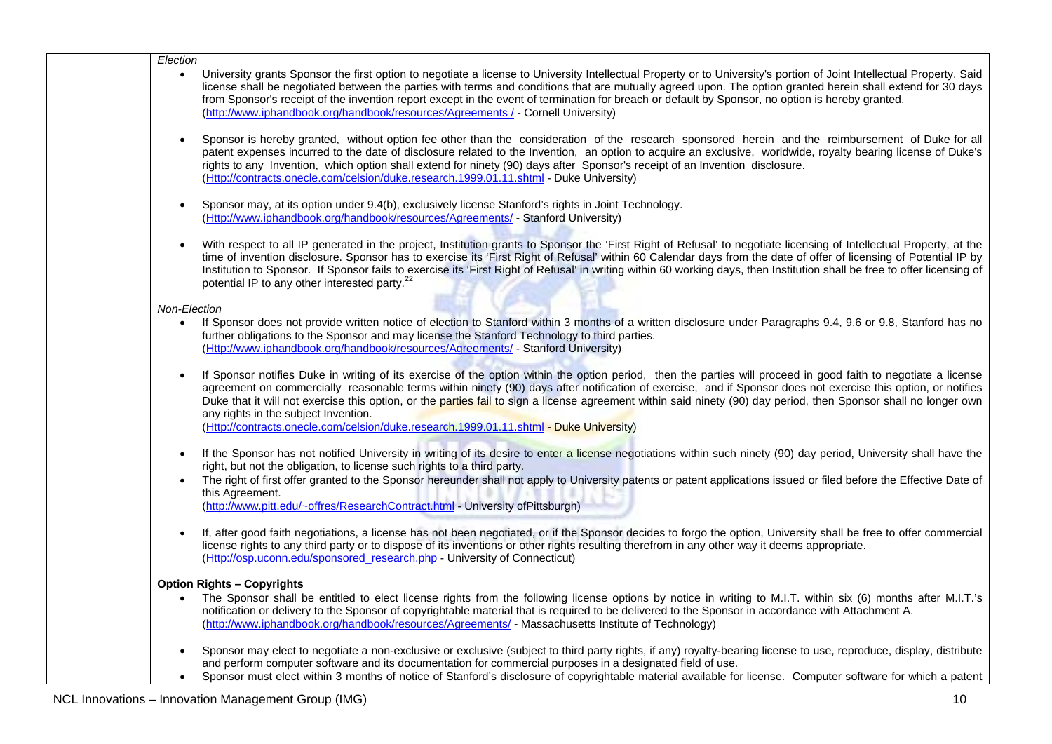*Election*

- University grants Sponsor the first option to negotiate a license to University Intellectual Property or to University's portion of Joint Intellectual Property. Said license shall be negotiated between the parties with terms and conditions that are mutually agreed upon. The option granted herein shall extend for 30 days from Sponsor's receipt of the invention report except in the event of termination for breach or default by Sponsor, no option is hereby granted. (http://www.iphandbook.org/handbook/resources/Agreements / - Cornell University)

- Sponsor is hereby granted, without option fee other than the consideration of the research sponsored herein and the reimbursement of Duke for all patent expenses incurred to the date of disclosure related to the Invention, an option to acquire an exclusive, worldwide, royalty bearing license of Duke's rights to any Invention, which option shall extend for ninety (90) days after Sponsor's receipt of an Invention disclosure. (Http://contracts.onecle.com/celsion/duke.research.1999.01.11.shtml - Duke University)

- Sponsor may, at its option under 9.4(b), exclusively license Stanford's rights in Joint Technology. (Http://www.iphandbook.org/handbook/resources/Agreements/ - Stanford University)

- With respect to all IP generated in the project, Institution grants to Sponsor the 'First Right of Refusal' to negotiate licensing of Intellectual Property, at the time of invention disclosure. Sponsor has to exercise its 'First Right of Refusal' within 60 Calendar days from the date of offer of licensing of Potential IP by Institution to Sponsor. If Sponsor fails to exercise its 'First Right of Refusal' in writing within 60 working days, then Institution shall be free to offer licensing of potential IP to any other interested party.[22]

*Non-Election*

- If Sponsor does not provide written notice of election to Stanford within 3 months of a written disclosure under Paragraphs 9.4, 9.6 or 9.8, Stanford has no further obligations to the Sponsor and may license the Stanford Technology to third parties. (Http://www.iphandbook.org/handbook/resources/Agreements/ - Stanford University)

- If Sponsor notifies Duke in writing of its exercise of the option within the option period, then the parties will proceed in good faith to negotiate a license agreement on commercially reasonable terms within ninety (90) days after notification of exercise, and if Sponsor does not exercise this option, or notifies Duke that it will not exercise this option, or the parties fail to sign a license agreement within said ninety (90) day period, then Sponsor shall no longer own any rights in the subject Invention. (Http://contracts.onecle.com/celsion/duke.research.1999.01.11.shtml - Duke University)

- If the Sponsor has not notified University in writing of its desire to enter a license negotiations within such ninety (90) day period, University shall have the right, but not the obligation, to license such rights to a third party.
- The right of first offer granted to the Sponsor hereunder shall not apply to University patents or patent applications issued or filed before the Effective Date of this Agreement. (http://www.pitt.edu/~offres/ResearchContract.html - University ofPittsburgh)

- If, after good faith negotiations, a license has not been negotiated, or if the Sponsor decides to forgo the option, University shall be free to offer commercial license rights to any third party or to dispose of its inventions or other rights resulting therefrom in any other way it deems appropriate. (Http://osp.uconn.edu/sponsored_research.php - University of Connecticut)

**Option Rights – Copyrights**

- The Sponsor shall be entitled to elect license rights from the following license options by notice in writing to M.I.T. within six (6) months after M.I.T.'s notification or delivery to the Sponsor of copyrightable material that is required to be delivered to the Sponsor in accordance with Attachment A. (http://www.iphandbook.org/handbook/resources/Agreements/ - Massachusetts Institute of Technology)

- Sponsor may elect to negotiate a non-exclusive or exclusive (subject to third party rights, if any) royalty-bearing license to use, reproduce, display, distribute and perform computer software and its documentation for commercial purposes in a designated field of use.
- Sponsor must elect within 3 months of notice of Stanford's disclosure of copyrightable material available for license. Computer software for which a patent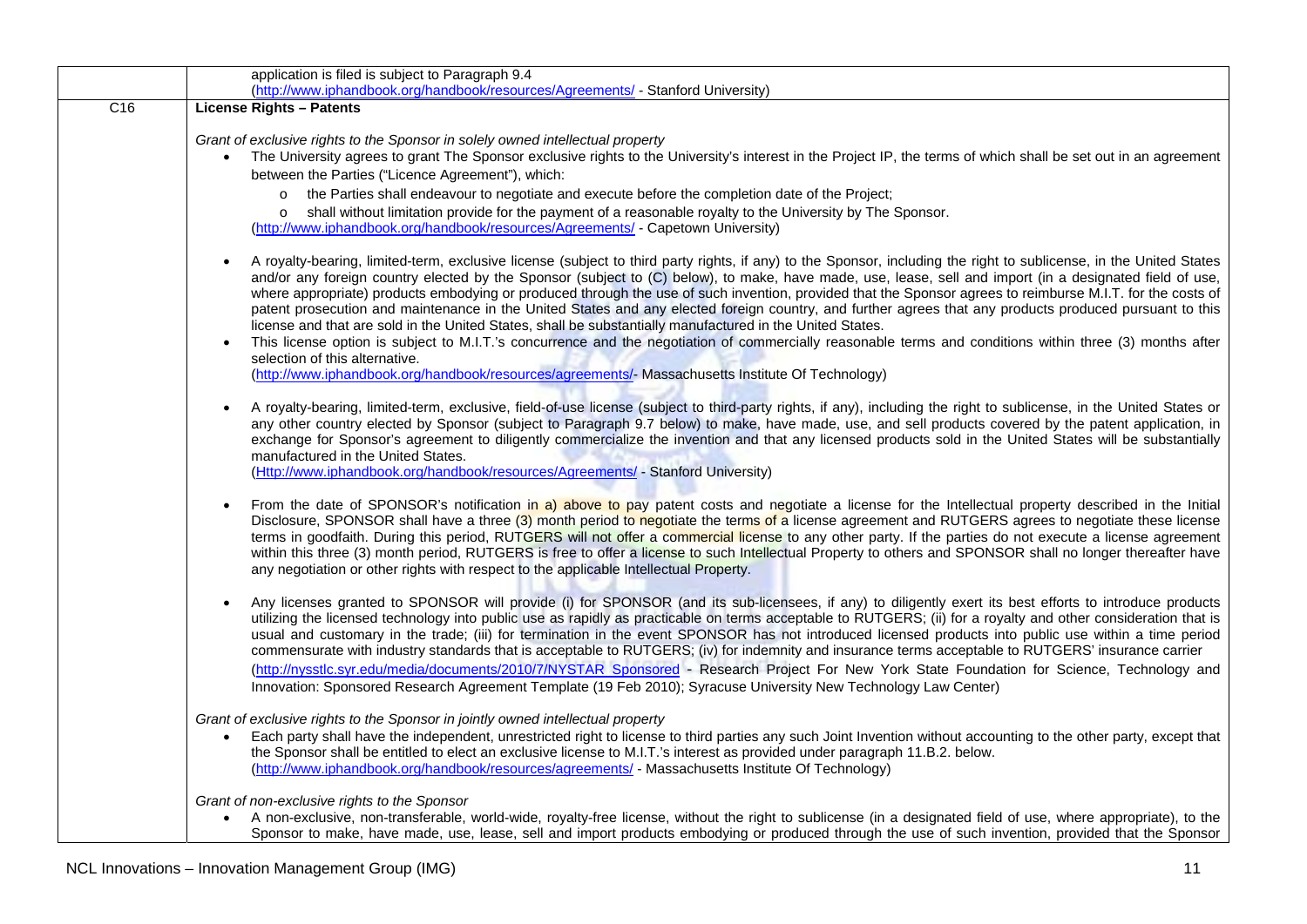| | |
|---|---|
| | application is filed is subject to Paragraph 9.4<br>(http://www.iphandbook.org/handbook/resources/Agreements/ - Stanford University) |
| C16 | **License Rights – Patents**<br><br>*Grant of exclusive rights to the Sponsor in solely owned intellectual property*<br>• The University agrees to grant The Sponsor exclusive rights to the University's interest in the Project IP, the terms of which shall be set out in an agreement between the Parties ("Licence Agreement"), which:<br>  o the Parties shall endeavour to negotiate and execute before the completion date of the Project;<br>  o shall without limitation provide for the payment of a reasonable royalty to the University by The Sponsor.<br>(http://www.iphandbook.org/handbook/resources/Agreements/ - Capetown University)<br><br>• A royalty-bearing, limited-term, exclusive license (subject to third party rights, if any) to the Sponsor, including the right to sublicense, in the United States and/or any foreign country elected by the Sponsor (subject to (C) below), to make, have made, use, lease, sell and import (in a designated field of use, where appropriate) products embodying or produced through the use of such invention, provided that the Sponsor agrees to reimburse M.I.T. for the costs of patent prosecution and maintenance in the United States and any elected foreign country, and further agrees that any products produced pursuant to this license and that are sold in the United States, shall be substantially manufactured in the United States.<br>• This license option is subject to M.I.T.'s concurrence and the negotiation of commercially reasonable terms and conditions within three (3) months after selection of this alternative.<br>(http://www.iphandbook.org/handbook/resources/agreements/- Massachusetts Institute Of Technology)<br><br>• A royalty-bearing, limited-term, exclusive, field-of-use license (subject to third-party rights, if any), including the right to sublicense, in the United States or any other country elected by Sponsor (subject to Paragraph 9.7 below) to make, have made, use, and sell products covered by the patent application, in exchange for Sponsor's agreement to diligently commercialize the invention and that any licensed products sold in the United States will be substantially manufactured in the United States.<br>(Http://www.iphandbook.org/handbook/resources/Agreements/ - Stanford University)<br><br>• From the date of SPONSOR's notification in a) above to pay patent costs and negotiate a license for the Intellectual property described in the Initial Disclosure, SPONSOR shall have a three (3) month period to negotiate the terms of a license agreement and RUTGERS agrees to negotiate these license terms in goodfaith. During this period, RUTGERS will not offer a commercial license to any other party. If the parties do not execute a license agreement within this three (3) month period, RUTGERS is free to offer a license to such Intellectual Property to others and SPONSOR shall no longer thereafter have any negotiation or other rights with respect to the applicable Intellectual Property.<br><br>• Any licenses granted to SPONSOR will provide (i) for SPONSOR (and its sub-licensees, if any) to diligently exert its best efforts to introduce products utilizing the licensed technology into public use as rapidly as practicable on terms acceptable to RUTGERS; (ii) for a royalty and other consideration that is usual and customary in the trade; (iii) for termination in the event SPONSOR has not introduced licensed products into public use within a time period commensurate with industry standards that is acceptable to RUTGERS; (iv) for indemnity and insurance terms acceptable to RUTGERS' insurance carrier<br>(http://nysstlc.syr.edu/media/documents/2010/7/NYSTAR_Sponsored - Research Project For New York State Foundation for Science, Technology and Innovation: Sponsored Research Agreement Template (19 Feb 2010); Syracuse University New Technology Law Center)<br><br>*Grant of exclusive rights to the Sponsor in jointly owned intellectual property*<br>• Each party shall have the independent, unrestricted right to license to third parties any such Joint Invention without accounting to the other party, except that the Sponsor shall be entitled to elect an exclusive license to M.I.T.'s interest as provided under paragraph 11.B.2. below.<br>(http://www.iphandbook.org/handbook/resources/agreements/ - Massachusetts Institute Of Technology)<br><br>*Grant of non-exclusive rights to the Sponsor*<br>• A non-exclusive, non-transferable, world-wide, royalty-free license, without the right to sublicense (in a designated field of use, where appropriate), to the Sponsor to make, have made, use, lease, sell and import products embodying or produced through the use of such invention, provided that the Sponsor |

NCL Innovations – Innovation Management Group (IMG)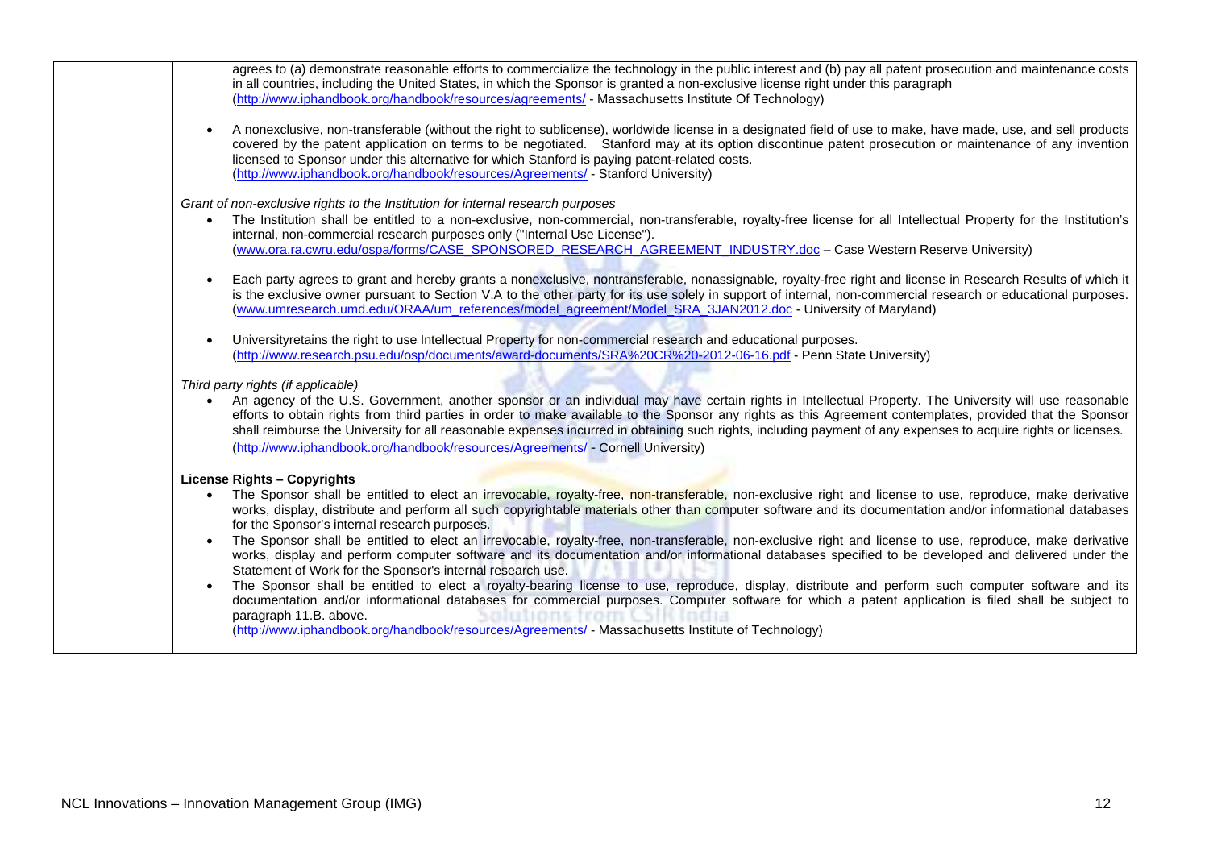agrees to (a) demonstrate reasonable efforts to commercialize the technology in the public interest and (b) pay all patent prosecution and maintenance costs in all countries, including the United States, in which the Sponsor is granted a non-exclusive license right under this paragraph (http://www.iphandbook.org/handbook/resources/agreements/ - Massachusetts Institute Of Technology)

- A nonexclusive, non-transferable (without the right to sublicense), worldwide license in a designated field of use to make, have made, use, and sell products covered by the patent application on terms to be negotiated. Stanford may at its option discontinue patent prosecution or maintenance of any invention licensed to Sponsor under this alternative for which Stanford is paying patent-related costs. (http://www.iphandbook.org/handbook/resources/Agreements/ - Stanford University)

*Grant of non-exclusive rights to the Institution for internal research purposes*

- The Institution shall be entitled to a non-exclusive, non-commercial, non-transferable, royalty-free license for all Intellectual Property for the Institution's internal, non-commercial research purposes only ("Internal Use License"). (www.ora.ra.cwru.edu/ospa/forms/CASE_SPONSORED_RESEARCH_AGREEMENT_INDUSTRY.doc – Case Western Reserve University)

- Each party agrees to grant and hereby grants a nonexclusive, nontransferable, nonassignable, royalty-free right and license in Research Results of which it is the exclusive owner pursuant to Section V.A to the other party for its use solely in support of internal, non-commercial research or educational purposes. (www.umresearch.umd.edu/ORAA/um_references/model_agreement/Model_SRA_3JAN2012.doc - University of Maryland)

- Universityretains the right to use Intellectual Property for non-commercial research and educational purposes. (http://www.research.psu.edu/osp/documents/award-documents/SRA%20CR%20-2012-06-16.pdf - Penn State University)

*Third party rights (if applicable)*

- An agency of the U.S. Government, another sponsor or an individual may have certain rights in Intellectual Property. The University will use reasonable efforts to obtain rights from third parties in order to make available to the Sponsor any rights as this Agreement contemplates, provided that the Sponsor shall reimburse the University for all reasonable expenses incurred in obtaining such rights, including payment of any expenses to acquire rights or licenses. (http://www.iphandbook.org/handbook/resources/Agreements/ - Cornell University)

**License Rights – Copyrights**

- The Sponsor shall be entitled to elect an irrevocable, royalty-free, non-transferable, non-exclusive right and license to use, reproduce, make derivative works, display, distribute and perform all such copyrightable materials other than computer software and its documentation and/or informational databases for the Sponsor's internal research purposes.
- The Sponsor shall be entitled to elect an irrevocable, royalty-free, non-transferable, non-exclusive right and license to use, reproduce, make derivative works, display and perform computer software and its documentation and/or informational databases specified to be developed and delivered under the Statement of Work for the Sponsor's internal research use.
- The Sponsor shall be entitled to elect a royalty-bearing license to use, reproduce, display, distribute and perform such computer software and its documentation and/or informational databases for commercial purposes. Computer software for which a patent application is filed shall be subject to paragraph 11.B. above.

(http://www.iphandbook.org/handbook/resources/Agreements/ - Massachusetts Institute of Technology)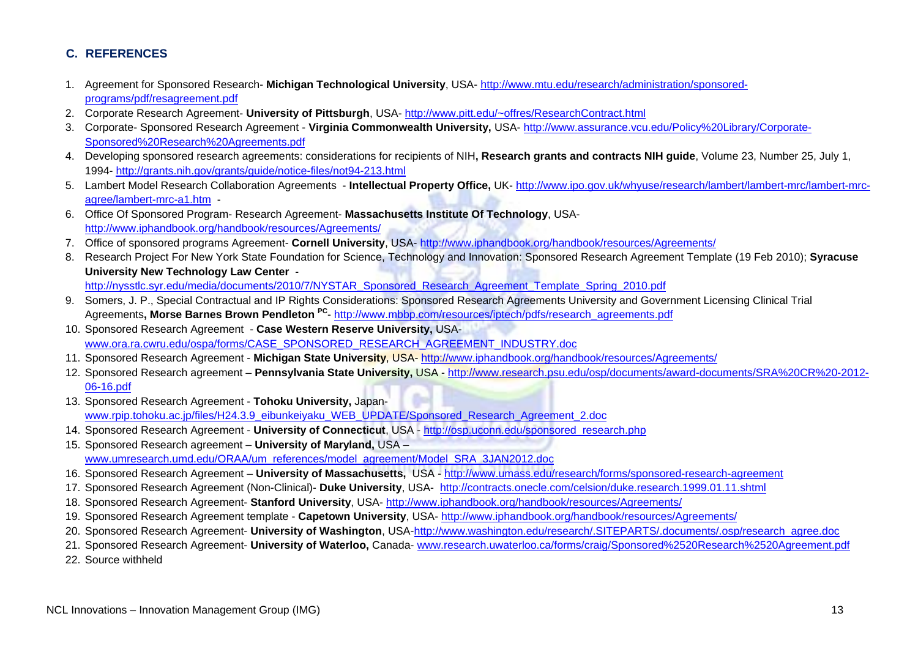## C. REFERENCES

1. Agreement for Sponsored Research- **Michigan Technological University**, USA- http://www.mtu.edu/research/administration/sponsored-programs/pdf/resagreement.pdf
2. Corporate Research Agreement- **University of Pittsburgh**, USA- http://www.pitt.edu/~offres/ResearchContract.html
3. Corporate- Sponsored Research Agreement - **Virginia Commonwealth University,** USA- http://www.assurance.vcu.edu/Policy%20Library/Corporate-Sponsored%20Research%20Agreements.pdf
4. Developing sponsored research agreements: considerations for recipients of NIH**, Research grants and contracts NIH guide**, Volume 23, Number 25, July 1, 1994- http://grants.nih.gov/grants/guide/notice-files/not94-213.html
5. Lambert Model Research Collaboration Agreements - **Intellectual Property Office,** UK- http://www.ipo.gov.uk/whyuse/research/lambert/lambert-mrc/lambert-mrc-agree/lambert-mrc-a1.htm -
6. Office Of Sponsored Program- Research Agreement- **Massachusetts Institute Of Technology**, USA- http://www.iphandbook.org/handbook/resources/Agreements/
7. Office of sponsored programs Agreement- **Cornell University**, USA- http://www.iphandbook.org/handbook/resources/Agreements/
8. Research Project For New York State Foundation for Science, Technology and Innovation: Sponsored Research Agreement Template (19 Feb 2010); **Syracuse University New Technology Law Center** - http://nysstlc.syr.edu/media/documents/2010/7/NYSTAR_Sponsored_Research_Agreement_Template_Spring_2010.pdf
9. Somers, J. P., Special Contractual and IP Rights Considerations: Sponsored Research Agreements University and Government Licensing Clinical Trial Agreements**, Morse Barnes Brown Pendleton** [PC]- http://www.mbbp.com/resources/iptech/pdfs/research_agreements.pdf
10. Sponsored Research Agreement - **Case Western Reserve University,** USA- www.ora.ra.cwru.edu/ospa/forms/CASE_SPONSORED_RESEARCH_AGREEMENT_INDUSTRY.doc
11. Sponsored Research Agreement - **Michigan State University**, USA- http://www.iphandbook.org/handbook/resources/Agreements/
12. Sponsored Research agreement – **Pennsylvania State University,** USA - http://www.research.psu.edu/osp/documents/award-documents/SRA%20CR%20-2012-06-16.pdf
13. Sponsored Research Agreement - **Tohoku University,** Japan- www.rpip.tohoku.ac.jp/files/H24.3.9_eibunkeiyaku_WEB_UPDATE/Sponsored_Research_Agreement_2.doc
14. Sponsored Research Agreement - **University of Connecticut**, USA - http://osp.uconn.edu/sponsored_research.php
15. Sponsored Research agreement – **University of Maryland,** USA – www.umresearch.umd.edu/ORAA/um_references/model_agreement/Model_SRA_3JAN2012.doc
16. Sponsored Research Agreement – **University of Massachusetts,** USA - http://www.umass.edu/research/forms/sponsored-research-agreement
17. Sponsored Research Agreement (Non-Clinical)- **Duke University**, USA- http://contracts.onecle.com/celsion/duke.research.1999.01.11.shtml
18. Sponsored Research Agreement- **Stanford University**, USA- http://www.iphandbook.org/handbook/resources/Agreements/
19. Sponsored Research Agreement template - **Capetown University**, USA- http://www.iphandbook.org/handbook/resources/Agreements/
20. Sponsored Research Agreement- **University of Washington**, USA-http://www.washington.edu/research/.SITEPARTS/.documents/.osp/research_agree.doc
21. Sponsored Research Agreement- **University of Waterloo,** Canada- www.research.uwaterloo.ca/forms/craig/Sponsored%2520Research%2520Agreement.pdf
22. Source withheld